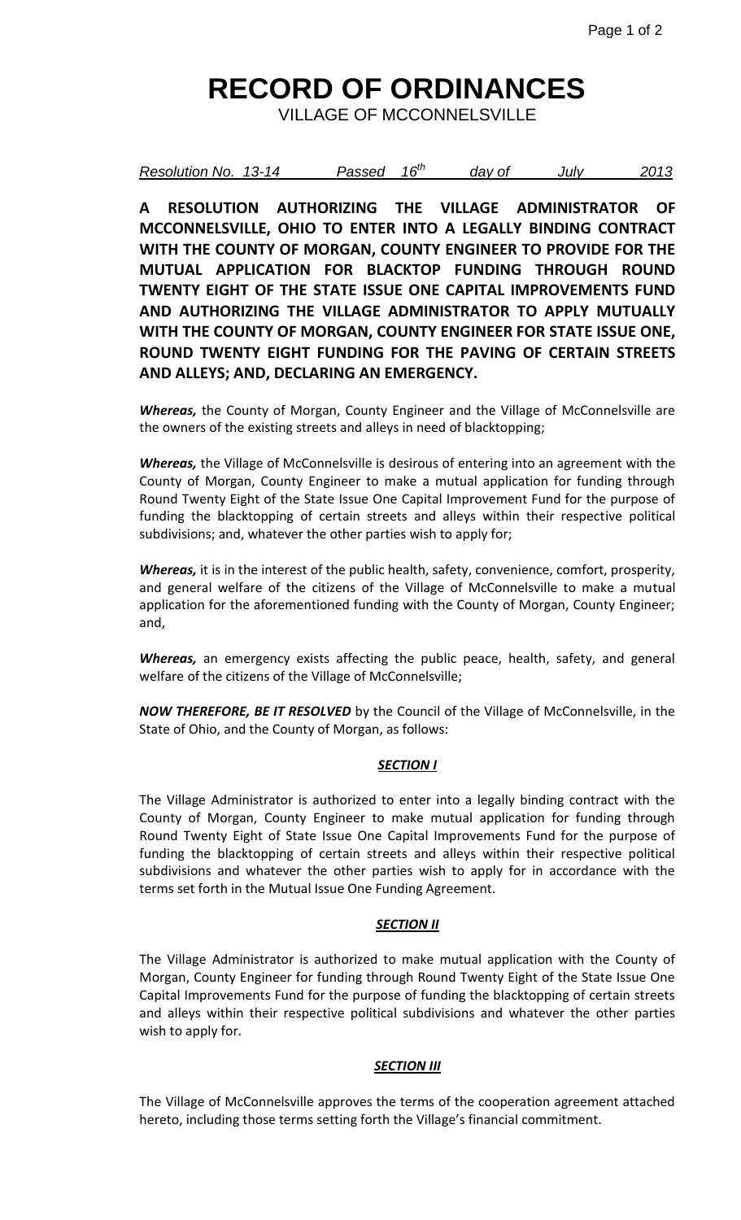# RECORD OF ORDINANCES

VILLAGE OF MCCONNELSVILLE

*Resolution No. 13-14 Passed 16th day of July 2013*

**A RESOLUTION AUTHORIZING THE VILLAGE ADMINISTRATOR OF MCCONNELSVILLE, OHIO TO ENTER INTO A LEGALLY BINDING CONTRACT WITH THE COUNTY OF MORGAN, COUNTY ENGINEER TO PROVIDE FOR THE MUTUAL APPLICATION FOR BLACKTOP FUNDING THROUGH ROUND TWENTY EIGHT OF THE STATE ISSUE ONE CAPITAL IMPROVEMENTS FUND AND AUTHORIZING THE VILLAGE ADMINISTRATOR TO APPLY MUTUALLY WITH THE COUNTY OF MORGAN, COUNTY ENGINEER FOR STATE ISSUE ONE, ROUND TWENTY EIGHT FUNDING FOR THE PAVING OF CERTAIN STREETS AND ALLEYS; AND, DECLARING AN EMERGENCY.**

***Whereas,*** the County of Morgan, County Engineer and the Village of McConnelsville are the owners of the existing streets and alleys in need of blacktopping;

***Whereas,*** the Village of McConnelsville is desirous of entering into an agreement with the County of Morgan, County Engineer to make a mutual application for funding through Round Twenty Eight of the State Issue One Capital Improvement Fund for the purpose of funding the blacktopping of certain streets and alleys within their respective political subdivisions; and, whatever the other parties wish to apply for;

***Whereas,*** it is in the interest of the public health, safety, convenience, comfort, prosperity, and general welfare of the citizens of the Village of McConnelsville to make a mutual application for the aforementioned funding with the County of Morgan, County Engineer; and,

***Whereas,*** an emergency exists affecting the public peace, health, safety, and general welfare of the citizens of the Village of McConnelsville;

***NOW THEREFORE, BE IT RESOLVED*** by the Council of the Village of McConnelsville, in the State of Ohio, and the County of Morgan, as follows:

## *SECTION I*

The Village Administrator is authorized to enter into a legally binding contract with the County of Morgan, County Engineer to make mutual application for funding through Round Twenty Eight of State Issue One Capital Improvements Fund for the purpose of funding the blacktopping of certain streets and alleys within their respective political subdivisions and whatever the other parties wish to apply for in accordance with the terms set forth in the Mutual Issue One Funding Agreement.

## *SECTION II*

The Village Administrator is authorized to make mutual application with the County of Morgan, County Engineer for funding through Round Twenty Eight of the State Issue One Capital Improvements Fund for the purpose of funding the blacktopping of certain streets and alleys within their respective political subdivisions and whatever the other parties wish to apply for.

## *SECTION III*

The Village of McConnelsville approves the terms of the cooperation agreement attached hereto, including those terms setting forth the Village's financial commitment.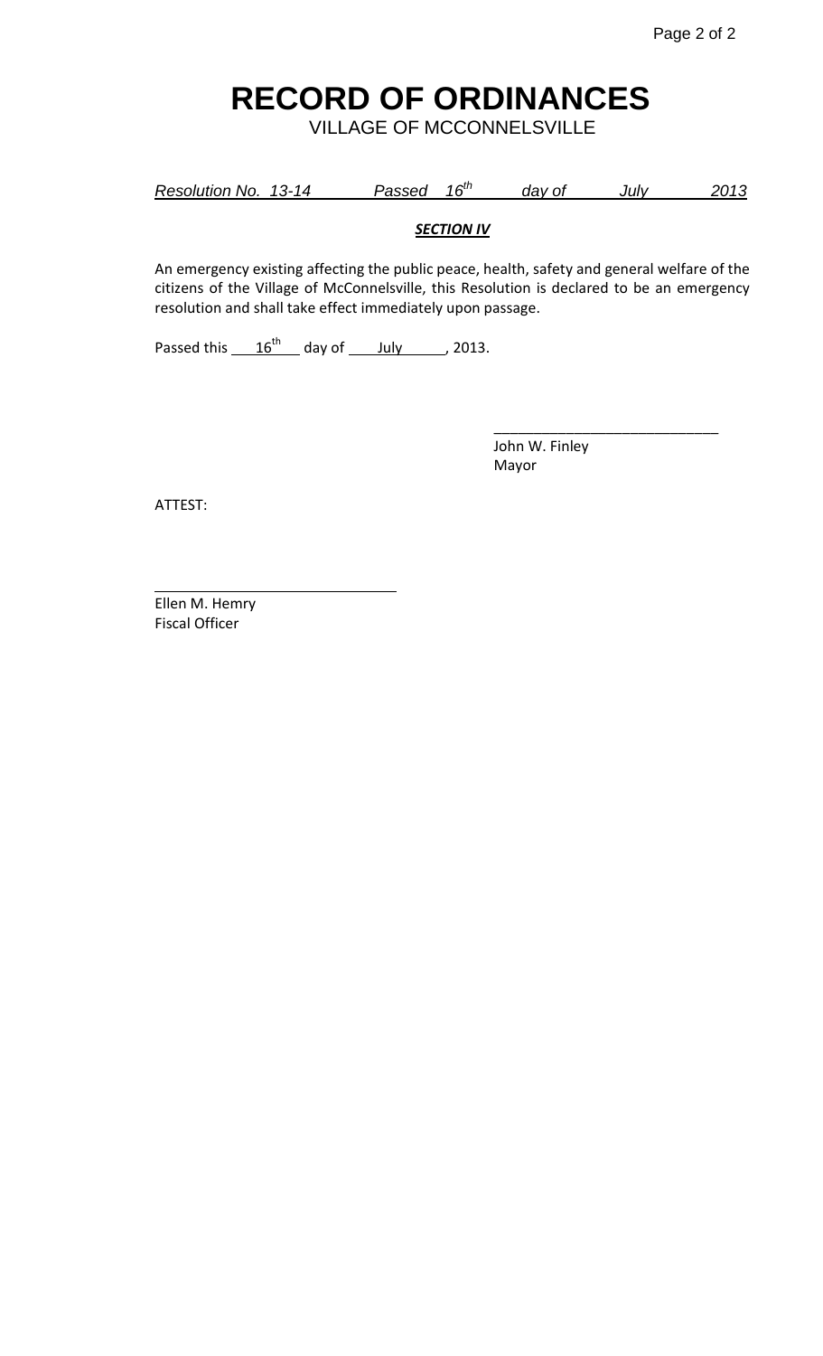# RECORD OF ORDINANCES

VILLAGE OF MCCONNELSVILLE

*Resolution No. 13-14 Passed 16th day of July 2013*

***SECTION IV***

An emergency existing affecting the public peace, health, safety and general welfare of the citizens of the Village of McConnelsville, this Resolution is declared to be an emergency resolution and shall take effect immediately upon passage.

Passed this 16th day of July, 2013.

\_\_\_\_\_\_\_\_\_\_\_\_\_\_\_\_\_\_\_\_\_\_\_\_\_\_\_\_

John W. Finley
Mayor

ATTEST:

\_\_\_\_\_\_\_\_\_\_\_\_\_\_\_\_\_\_\_\_\_\_\_\_\_\_\_\_

Ellen M. Hemry
Fiscal Officer